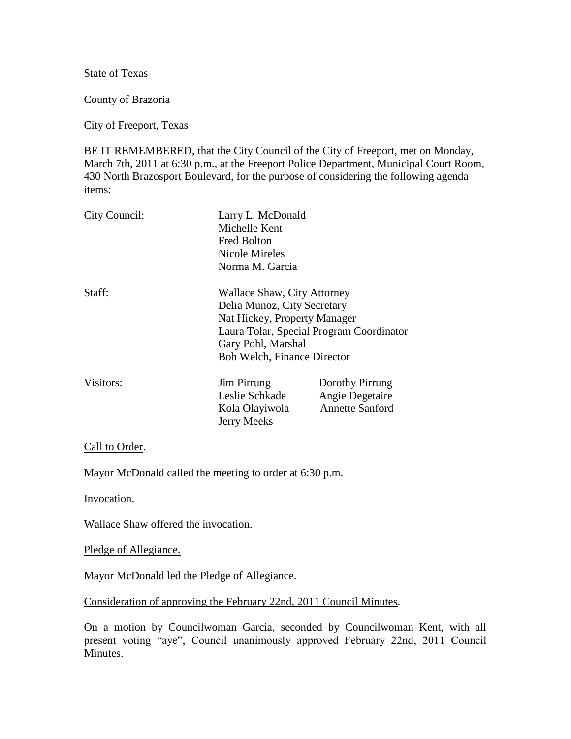State of Texas

County of Brazoria

City of Freeport, Texas

BE IT REMEMBERED, that the City Council of the City of Freeport, met on Monday, March 7th, 2011 at 6:30 p.m., at the Freeport Police Department, Municipal Court Room, 430 North Brazosport Boulevard, for the purpose of considering the following agenda items:

| | | |
|---|---|---|
| City Council: | Larry L. McDonald<br>Michelle Kent<br>Fred Bolton<br>Nicole Mireles<br>Norma M. Garcia | |
| Staff: | Wallace Shaw, City Attorney<br>Delia Munoz, City Secretary<br>Nat Hickey, Property Manager<br>Laura Tolar, Special Program Coordinator<br>Gary Pohl, Marshal<br>Bob Welch, Finance Director | |
| Visitors: | Jim Pirrung<br>Leslie Schkade<br>Kola Olayiwola<br>Jerry Meeks | Dorothy Pirrung<br>Angie Degetaire<br>Annette Sanford |

Call to Order.

Mayor McDonald called the meeting to order at 6:30 p.m.

Invocation.

Wallace Shaw offered the invocation.

Pledge of Allegiance.

Mayor McDonald led the Pledge of Allegiance.

Consideration of approving the February 22nd, 2011 Council Minutes.

On a motion by Councilwoman Garcia, seconded by Councilwoman Kent, with all present voting "aye", Council unanimously approved February 22nd, 2011 Council Minutes.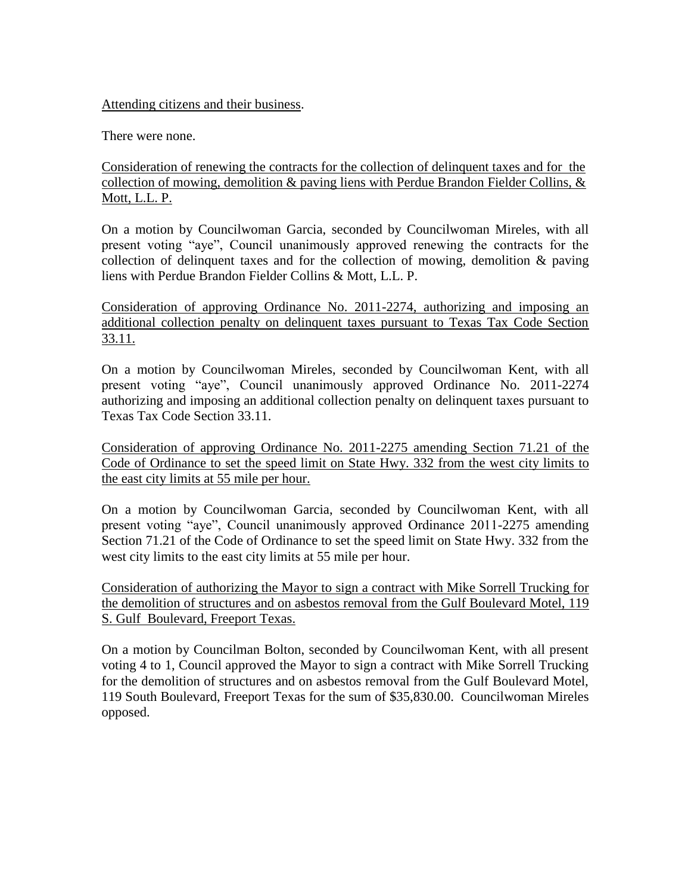Attending citizens and their business.

There were none.

Consideration of renewing the contracts for the collection of delinquent taxes and for the collection of mowing, demolition & paving liens with Perdue Brandon Fielder Collins, & Mott, L.L. P.

On a motion by Councilwoman Garcia, seconded by Councilwoman Mireles, with all present voting "aye", Council unanimously approved renewing the contracts for the collection of delinquent taxes and for the collection of mowing, demolition & paving liens with Perdue Brandon Fielder Collins & Mott, L.L. P.

Consideration of approving Ordinance No. 2011-2274, authorizing and imposing an additional collection penalty on delinquent taxes pursuant to Texas Tax Code Section 33.11.

On a motion by Councilwoman Mireles, seconded by Councilwoman Kent, with all present voting "aye", Council unanimously approved Ordinance No. 2011-2274 authorizing and imposing an additional collection penalty on delinquent taxes pursuant to Texas Tax Code Section 33.11.

Consideration of approving Ordinance No. 2011-2275 amending Section 71.21 of the Code of Ordinance to set the speed limit on State Hwy. 332 from the west city limits to the east city limits at 55 mile per hour.

On a motion by Councilwoman Garcia, seconded by Councilwoman Kent, with all present voting "aye", Council unanimously approved Ordinance 2011-2275 amending Section 71.21 of the Code of Ordinance to set the speed limit on State Hwy. 332 from the west city limits to the east city limits at 55 mile per hour.

Consideration of authorizing the Mayor to sign a contract with Mike Sorrell Trucking for the demolition of structures and on asbestos removal from the Gulf Boulevard Motel, 119 S. Gulf Boulevard, Freeport Texas.

On a motion by Councilman Bolton, seconded by Councilwoman Kent, with all present voting 4 to 1, Council approved the Mayor to sign a contract with Mike Sorrell Trucking for the demolition of structures and on asbestos removal from the Gulf Boulevard Motel, 119 South Boulevard, Freeport Texas for the sum of $35,830.00. Councilwoman Mireles opposed.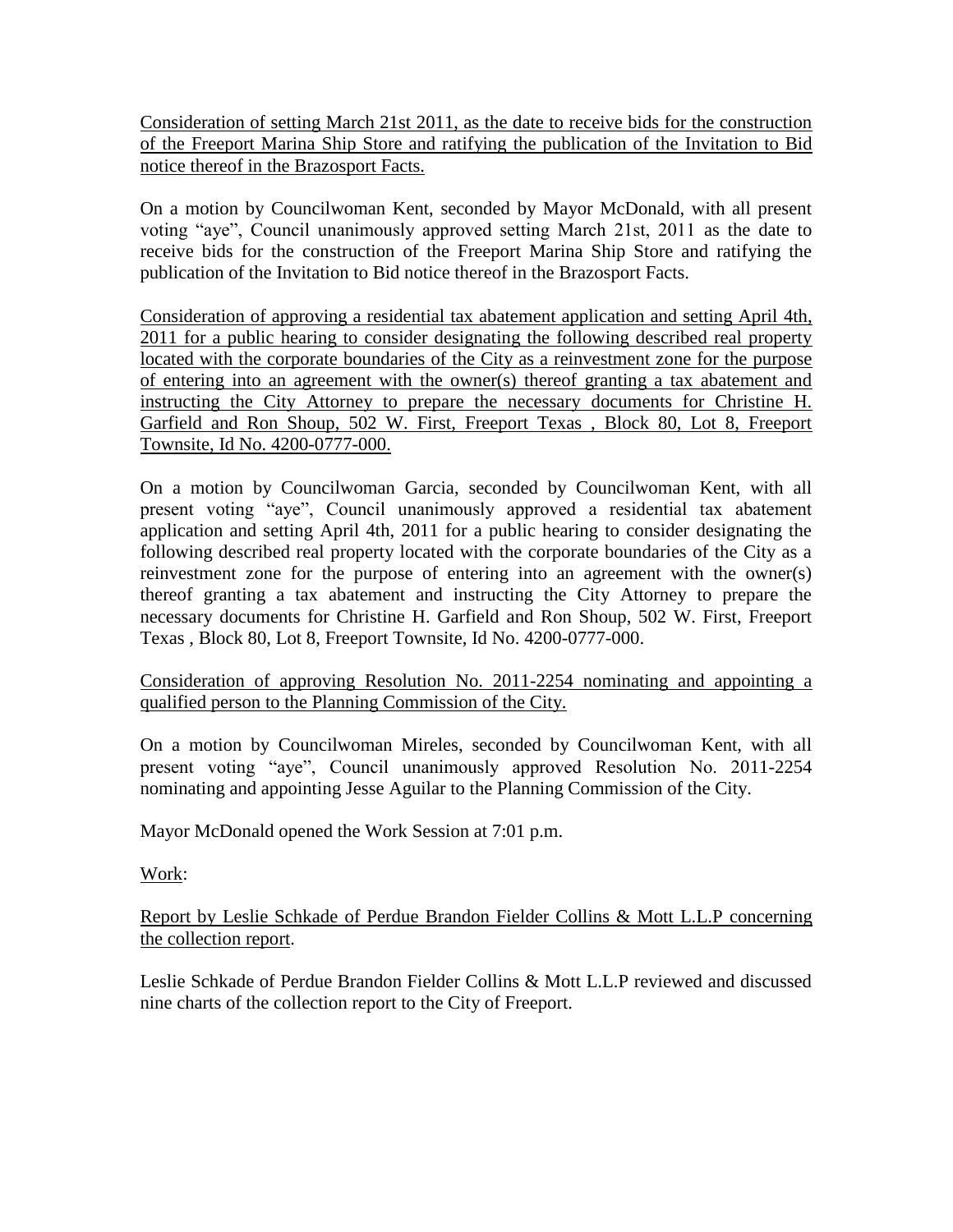<u>Consideration of setting March 21st 2011, as the date to receive bids for the construction of the Freeport Marina Ship Store and ratifying the publication of the Invitation to Bid notice thereof in the Brazosport Facts.</u>

On a motion by Councilwoman Kent, seconded by Mayor McDonald, with all present voting "aye", Council unanimously approved setting March 21st, 2011 as the date to receive bids for the construction of the Freeport Marina Ship Store and ratifying the publication of the Invitation to Bid notice thereof in the Brazosport Facts.

<u>Consideration of approving a residential tax abatement application and setting April 4th, 2011 for a public hearing to consider designating the following described real property located with the corporate boundaries of the City as a reinvestment zone for the purpose of entering into an agreement with the owner(s) thereof granting a tax abatement and instructing the City Attorney to prepare the necessary documents for Christine H. Garfield and Ron Shoup, 502 W. First, Freeport Texas , Block 80, Lot 8, Freeport Townsite, Id No. 4200-0777-000.</u>

On a motion by Councilwoman Garcia, seconded by Councilwoman Kent, with all present voting "aye", Council unanimously approved a residential tax abatement application and setting April 4th, 2011 for a public hearing to consider designating the following described real property located with the corporate boundaries of the City as a reinvestment zone for the purpose of entering into an agreement with the owner(s) thereof granting a tax abatement and instructing the City Attorney to prepare the necessary documents for Christine H. Garfield and Ron Shoup, 502 W. First, Freeport Texas , Block 80, Lot 8, Freeport Townsite, Id No. 4200-0777-000.

<u>Consideration of approving Resolution No. 2011-2254 nominating and appointing a qualified person to the Planning Commission of the City.</u>

On a motion by Councilwoman Mireles, seconded by Councilwoman Kent, with all present voting "aye", Council unanimously approved Resolution No. 2011-2254 nominating and appointing Jesse Aguilar to the Planning Commission of the City.

Mayor McDonald opened the Work Session at 7:01 p.m.

<u>Work</u>:

<u>Report by Leslie Schkade of Perdue Brandon Fielder Collins & Mott L.L.P concerning the collection report</u>.

Leslie Schkade of Perdue Brandon Fielder Collins & Mott L.L.P reviewed and discussed nine charts of the collection report to the City of Freeport.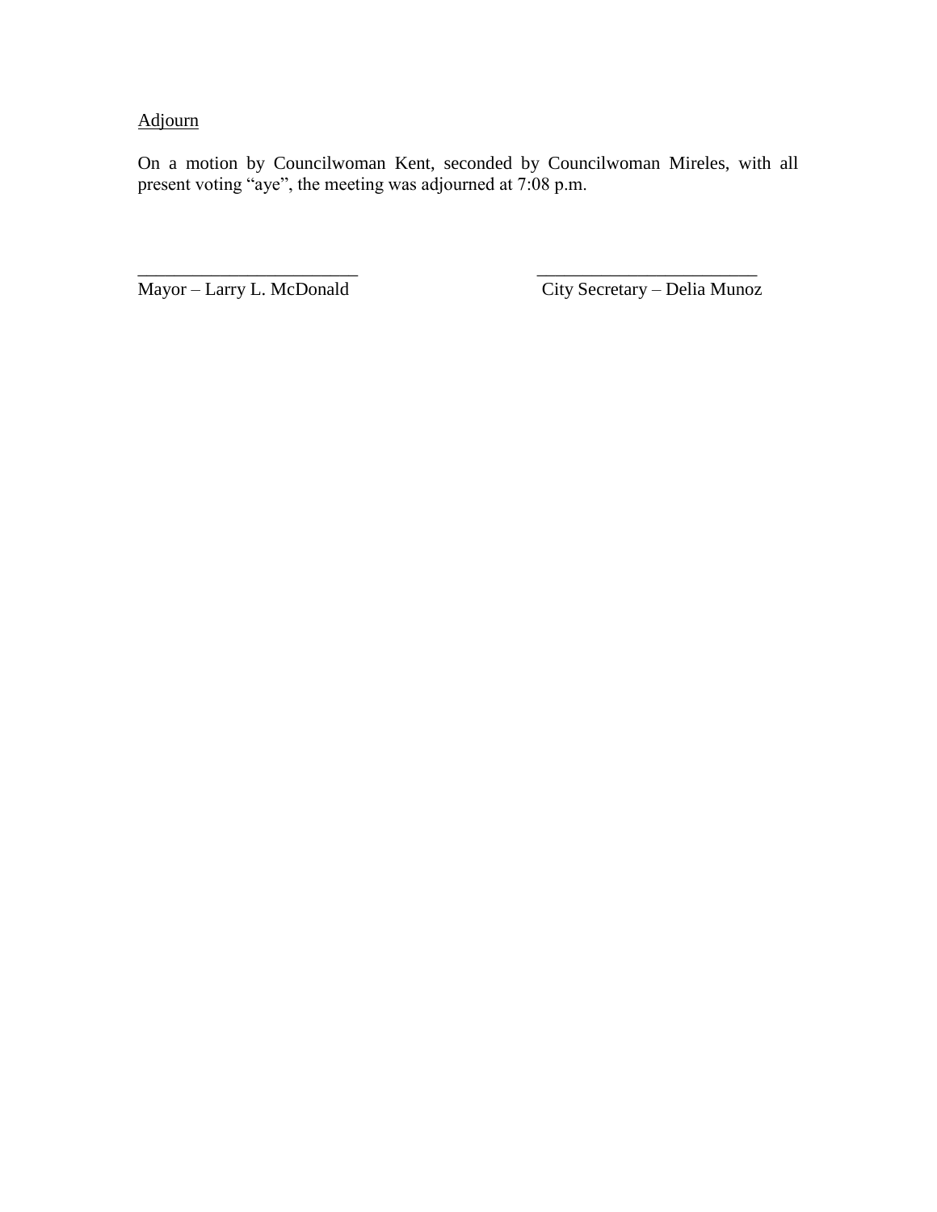<u>Adjourn</u>

On a motion by Councilwoman Kent, seconded by Councilwoman Mireles, with all present voting "aye", the meeting was adjourned at 7:08 p.m.

| | |
|---|---|
| ________________________ | ________________________ |
| Mayor – Larry L. McDonald | City Secretary – Delia Munoz |